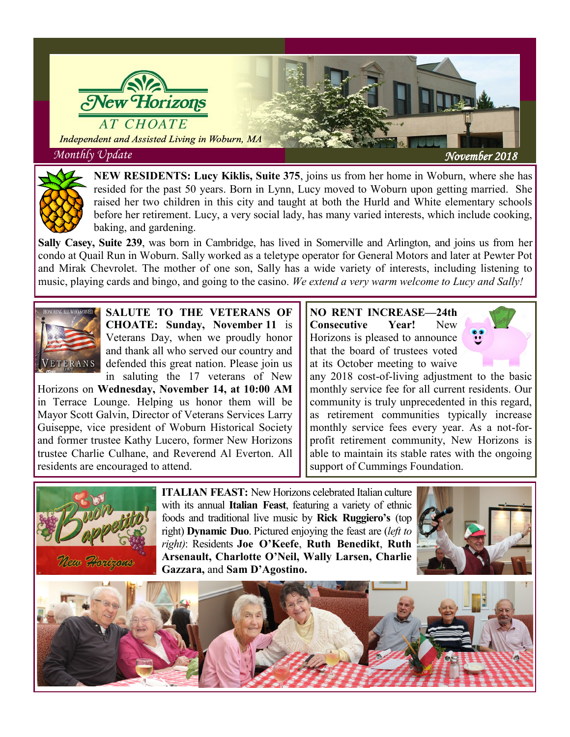# New Horizons AT CHOATE

*Independent and Assisted Living in Woburn, MA*

*Monthly Update* — *November 2018*

**NEW RESIDENTS: Lucy Kiklis, Suite 375**, joins us from her home in Woburn, where she has resided for the past 50 years. Born in Lynn, Lucy moved to Woburn upon getting married. She raised her two children in this city and taught at both the Hurld and White elementary schools before her retirement. Lucy, a very social lady, has many varied interests, which include cooking, baking, and gardening.

**Sally Casey, Suite 239**, was born in Cambridge, has lived in Somerville and Arlington, and joins us from her condo at Quail Run in Woburn. Sally worked as a teletype operator for General Motors and later at Pewter Pot and Mirak Chevrolet. The mother of one son, Sally has a wide variety of interests, including listening to music, playing cards and bingo, and going to the casino. *We extend a very warm welcome to Lucy and Sally!*

**SALUTE TO THE VETERANS OF CHOATE: Sunday, November 11** is Veterans Day, when we proudly honor and thank all who served our country and defended this great nation. Please join us in saluting the 17 veterans of New Horizons on **Wednesday, November 14, at 10:00 AM** in Terrace Lounge. Helping us honor them will be Mayor Scott Galvin, Director of Veterans Services Larry Guiseppe, vice president of Woburn Historical Society and former trustee Kathy Lucero, former New Horizons trustee Charlie Culhane, and Reverend Al Everton. All residents are encouraged to attend.

**NO RENT INCREASE—24th Consecutive Year!** New Horizons is pleased to announce that the board of trustees voted at its October meeting to waive any 2018 cost-of-living adjustment to the basic monthly service fee for all current residents. Our community is truly unprecedented in this regard, as retirement communities typically increase monthly service fees every year. As a not-for-profit retirement community, New Horizons is able to maintain its stable rates with the ongoing support of Cummings Foundation.

**ITALIAN FEAST:** New Horizons celebrated Italian culture with its annual **Italian Feast**, featuring a variety of ethnic foods and traditional live music by **Rick Ruggiero's** (top right) **Dynamic Duo**. Pictured enjoying the feast are (*left to right)*: Residents **Joe O'Keefe**, **Ruth Benedikt**, **Ruth Arsenault, Charlotte O'Neil, Wally Larsen, Charlie Gazzara,** and **Sam D'Agostino.**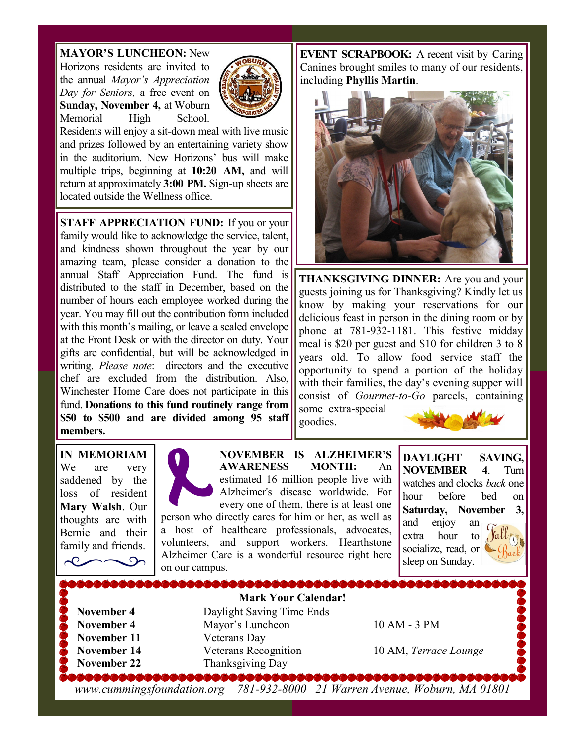**MAYOR'S LUNCHEON:** New Horizons residents are invited to the annual *Mayor's Appreciation Day for Seniors,* a free event on **Sunday, November 4,** at Woburn Memorial High School. Residents will enjoy a sit-down meal with live music and prizes followed by an entertaining variety show in the auditorium. New Horizons' bus will make multiple trips, beginning at **10:20 AM,** and will return at approximately **3:00 PM.** Sign-up sheets are located outside the Wellness office.

**STAFF APPRECIATION FUND:** If you or your family would like to acknowledge the service, talent, and kindness shown throughout the year by our amazing team, please consider a donation to the annual Staff Appreciation Fund. The fund is distributed to the staff in December, based on the number of hours each employee worked during the year. You may fill out the contribution form included with this month's mailing, or leave a sealed envelope at the Front Desk or with the director on duty. Your gifts are confidential, but will be acknowledged in writing. *Please note*: directors and the executive chef are excluded from the distribution. Also, Winchester Home Care does not participate in this fund. **Donations to this fund routinely range from $50 to $500 and are divided among 95 staff members.**

**EVENT SCRAPBOOK:** A recent visit by Caring Canines brought smiles to many of our residents, including **Phyllis Martin**.

**THANKSGIVING DINNER:** Are you and your guests joining us for Thanksgiving? Kindly let us know by making your reservations for our delicious feast in person in the dining room or by phone at 781-932-1181. This festive midday meal is $20 per guest and $10 for children 3 to 8 years old. To allow food service staff the opportunity to spend a portion of the holiday with their families, the day's evening supper will consist of *Gourmet-to-Go* parcels, containing some extra-special goodies.

**IN MEMORIAM** We are very saddened by the loss of resident **Mary Walsh**. Our thoughts are with Bernie and their family and friends.

**NOVEMBER IS ALZHEIMER'S AWARENESS MONTH:** An estimated 16 million people live with Alzheimer's disease worldwide. For every one of them, there is at least one person who directly cares for him or her, as well as a host of healthcare professionals, advocates, volunteers, and support workers. Hearthstone Alzheimer Care is a wonderful resource right here on our campus.

**DAYLIGHT SAVING, NOVEMBER 4**. Turn watches and clocks *back* one hour before bed on **Saturday, November 3,** and enjoy an extra hour to socialize, read, or sleep on Sunday.

**Mark Your Calendar!**

| | | |
|---|---|---|
| **November 4** | Daylight Saving Time Ends | |
| **November 4** | Mayor's Luncheon | 10 AM - 3 PM |
| **November 11** | Veterans Day | |
| **November 14** | Veterans Recognition | 10 AM, *Terrace Lounge* |
| **November 22** | Thanksgiving Day | |

*www.cummingsfoundation.org 781-932-8000 21 Warren Avenue, Woburn, MA 01801*